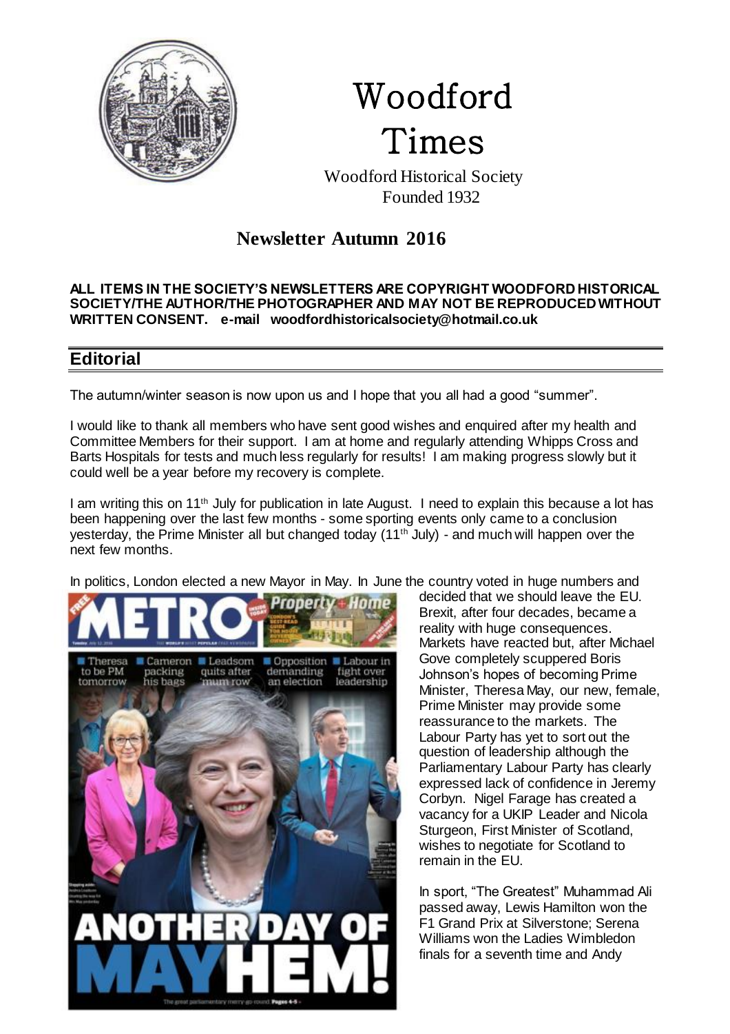# Woodford Times

Woodford Historical Society
Founded 1932

## Newsletter Autumn 2016

**ALL ITEMS IN THE SOCIETY'S NEWSLETTERS ARE COPYRIGHT WOODFORD HISTORICAL SOCIETY/THE AUTHOR/THE PHOTOGRAPHER AND MAY NOT BE REPRODUCED WITHOUT WRITTEN CONSENT. e-mail woodfordhistoricalsociety@hotmail.co.uk**

## Editorial

The autumn/winter season is now upon us and I hope that you all had a good "summer".

I would like to thank all members who have sent good wishes and enquired after my health and Committee Members for their support. I am at home and regularly attending Whipps Cross and Barts Hospitals for tests and much less regularly for results! I am making progress slowly but it could well be a year before my recovery is complete.

I am writing this on 11th July for publication in late August. I need to explain this because a lot has been happening over the last few months - some sporting events only came to a conclusion yesterday, the Prime Minister all but changed today (11th July) - and much will happen over the next few months.

In politics, London elected a new Mayor in May. In June the country voted in huge numbers and decided that we should leave the EU. Brexit, after four decades, became a reality with huge consequences. Markets have reacted but, after Michael Gove completely scuppered Boris Johnson's hopes of becoming Prime Minister, Theresa May, our new, female, Prime Minister may provide some reassurance to the markets. The Labour Party has yet to sort out the question of leadership although the Parliamentary Labour Party has clearly expressed lack of confidence in Jeremy Corbyn. Nigel Farage has created a vacancy for a UKIP Leader and Nicola Sturgeon, First Minister of Scotland, wishes to negotiate for Scotland to remain in the EU.

In sport, "The Greatest" Muhammad Ali passed away, Lewis Hamilton won the F1 Grand Prix at Silverstone; Serena Williams won the Ladies Wimbledon finals for a seventh time and Andy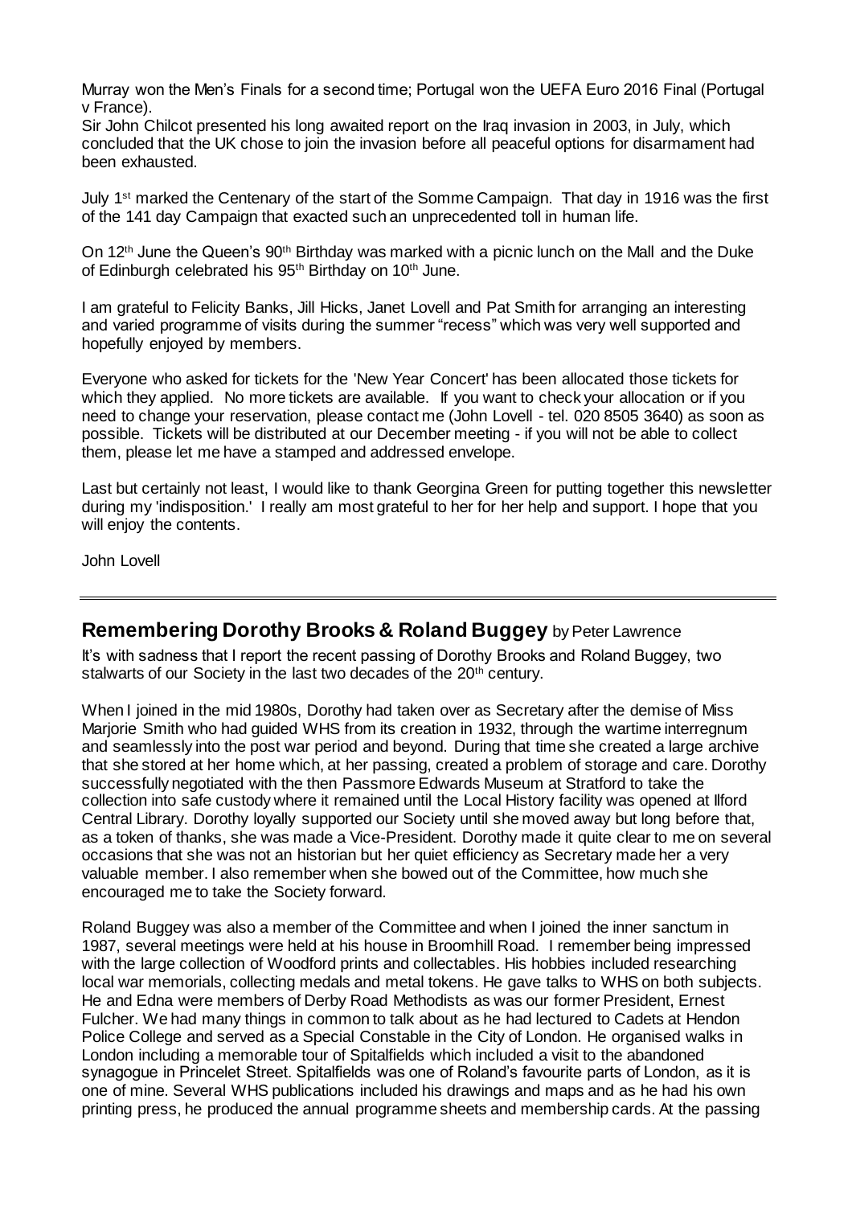Murray won the Men's Finals for a second time; Portugal won the UEFA Euro 2016 Final (Portugal v France).

Sir John Chilcot presented his long awaited report on the Iraq invasion in 2003, in July, which concluded that the UK chose to join the invasion before all peaceful options for disarmament had been exhausted.

July 1st marked the Centenary of the start of the Somme Campaign. That day in 1916 was the first of the 141 day Campaign that exacted such an unprecedented toll in human life.

On 12th June the Queen's 90th Birthday was marked with a picnic lunch on the Mall and the Duke of Edinburgh celebrated his 95th Birthday on 10th June.

I am grateful to Felicity Banks, Jill Hicks, Janet Lovell and Pat Smith for arranging an interesting and varied programme of visits during the summer "recess" which was very well supported and hopefully enjoyed by members.

Everyone who asked for tickets for the 'New Year Concert' has been allocated those tickets for which they applied. No more tickets are available. If you want to check your allocation or if you need to change your reservation, please contact me (John Lovell - tel. 020 8505 3640) as soon as possible. Tickets will be distributed at our December meeting - if you will not be able to collect them, please let me have a stamped and addressed envelope.

Last but certainly not least, I would like to thank Georgina Green for putting together this newsletter during my 'indisposition.' I really am most grateful to her for her help and support. I hope that you will enjoy the contents.

John Lovell

---

## Remembering Dorothy Brooks & Roland Buggey by Peter Lawrence

It's with sadness that I report the recent passing of Dorothy Brooks and Roland Buggey, two stalwarts of our Society in the last two decades of the 20th century.

When I joined in the mid 1980s, Dorothy had taken over as Secretary after the demise of Miss Marjorie Smith who had guided WHS from its creation in 1932, through the wartime interregnum and seamlessly into the post war period and beyond. During that time she created a large archive that she stored at her home which, at her passing, created a problem of storage and care. Dorothy successfully negotiated with the then Passmore Edwards Museum at Stratford to take the collection into safe custody where it remained until the Local History facility was opened at Ilford Central Library. Dorothy loyally supported our Society until she moved away but long before that, as a token of thanks, she was made a Vice-President. Dorothy made it quite clear to me on several occasions that she was not an historian but her quiet efficiency as Secretary made her a very valuable member. I also remember when she bowed out of the Committee, how much she encouraged me to take the Society forward.

Roland Buggey was also a member of the Committee and when I joined the inner sanctum in 1987, several meetings were held at his house in Broomhill Road. I remember being impressed with the large collection of Woodford prints and collectables. His hobbies included researching local war memorials, collecting medals and metal tokens. He gave talks to WHS on both subjects. He and Edna were members of Derby Road Methodists as was our former President, Ernest Fulcher. We had many things in common to talk about as he had lectured to Cadets at Hendon Police College and served as a Special Constable in the City of London. He organised walks in London including a memorable tour of Spitalfields which included a visit to the abandoned synagogue in Princelet Street. Spitalfields was one of Roland's favourite parts of London, as it is one of mine. Several WHS publications included his drawings and maps and as he had his own printing press, he produced the annual programme sheets and membership cards. At the passing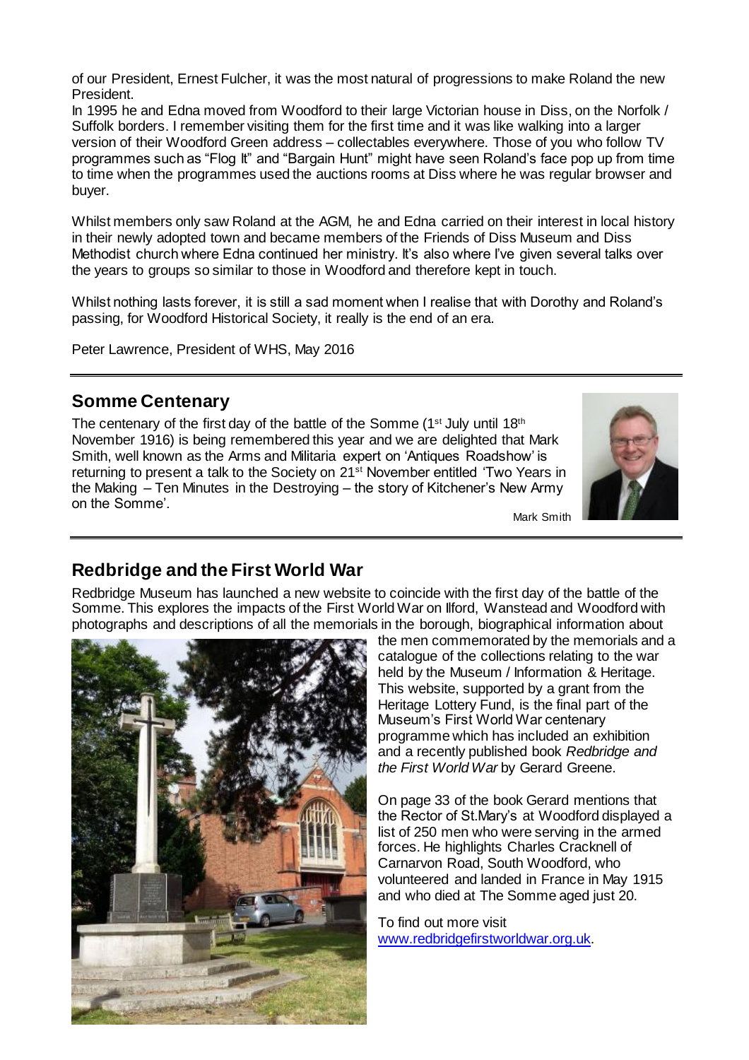of our President, Ernest Fulcher, it was the most natural of progressions to make Roland the new President.
In 1995 he and Edna moved from Woodford to their large Victorian house in Diss, on the Norfolk / Suffolk borders. I remember visiting them for the first time and it was like walking into a larger version of their Woodford Green address – collectables everywhere. Those of you who follow TV programmes such as "Flog It" and "Bargain Hunt" might have seen Roland's face pop up from time to time when the programmes used the auctions rooms at Diss where he was regular browser and buyer.

Whilst members only saw Roland at the AGM, he and Edna carried on their interest in local history in their newly adopted town and became members of the Friends of Diss Museum and Diss Methodist church where Edna continued her ministry. It's also where I've given several talks over the years to groups so similar to those in Woodford and therefore kept in touch.

Whilst nothing lasts forever, it is still a sad moment when I realise that with Dorothy and Roland's passing, for Woodford Historical Society, it really is the end of an era.

Peter Lawrence, President of WHS, May 2016

## Somme Centenary

The centenary of the first day of the battle of the Somme (1st July until 18th November 1916) is being remembered this year and we are delighted that Mark Smith, well known as the Arms and Militaria expert on 'Antiques Roadshow' is returning to present a talk to the Society on 21st November entitled 'Two Years in the Making – Ten Minutes in the Destroying – the story of Kitchener's New Army on the Somme'.

Mark Smith

## Redbridge and the First World War

Redbridge Museum has launched a new website to coincide with the first day of the battle of the Somme. This explores the impacts of the First World War on Ilford, Wanstead and Woodford with photographs and descriptions of all the memorials in the borough, biographical information about the men commemorated by the memorials and a catalogue of the collections relating to the war held by the Museum / Information & Heritage. This website, supported by a grant from the Heritage Lottery Fund, is the final part of the Museum's First World War centenary programme which has included an exhibition and a recently published book *Redbridge and the First World War* by Gerard Greene.

On page 33 of the book Gerard mentions that the Rector of St.Mary's at Woodford displayed a list of 250 men who were serving in the armed forces. He highlights Charles Cracknell of Carnarvon Road, South Woodford, who volunteered and landed in France in May 1915 and who died at The Somme aged just 20.

To find out more visit www.redbridgefirstworldwar.org.uk.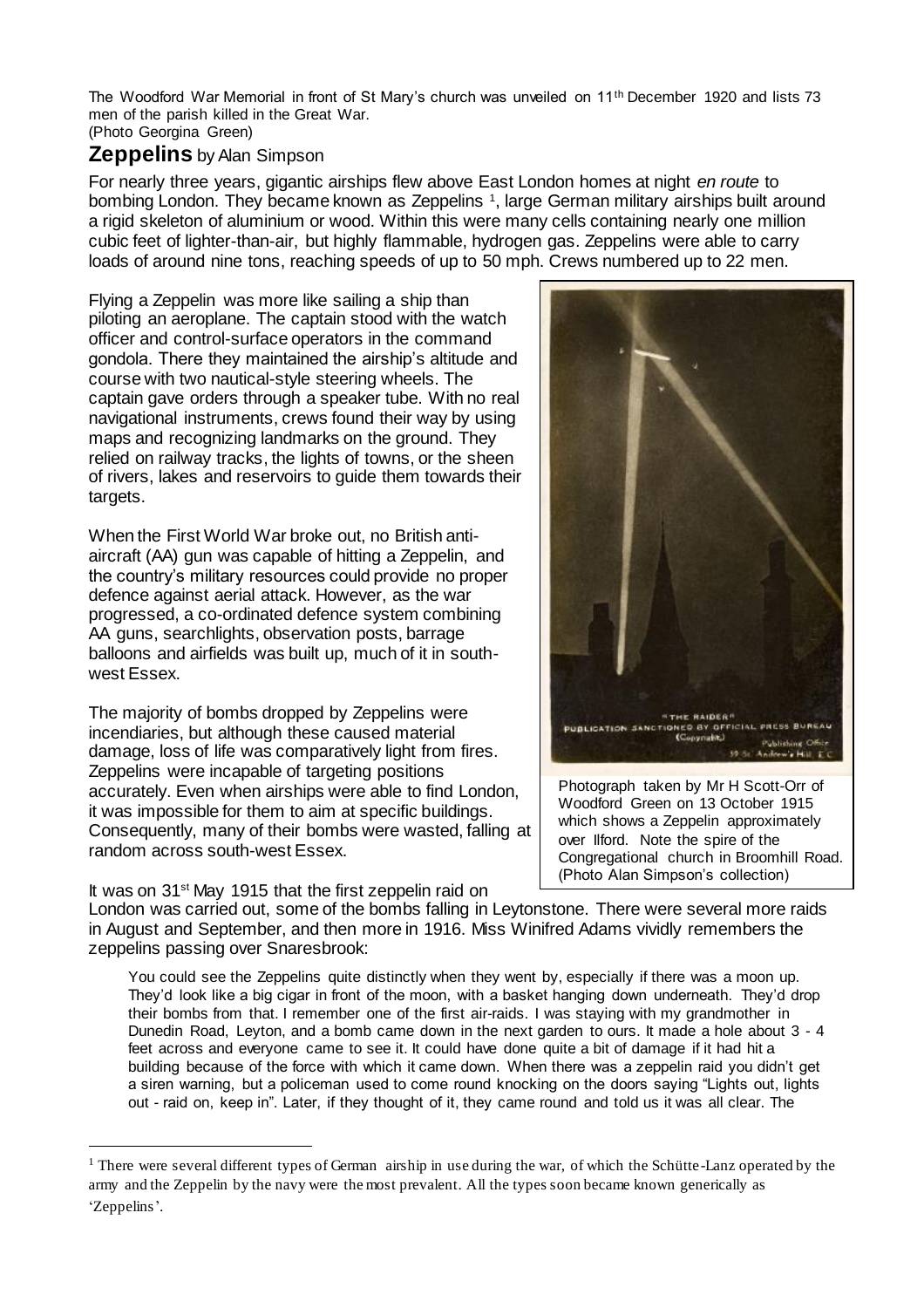The Woodford War Memorial in front of St Mary's church was unveiled on 11th December 1920 and lists 73 men of the parish killed in the Great War.
(Photo Georgina Green)

## Zeppelins by Alan Simpson

For nearly three years, gigantic airships flew above East London homes at night *en route* to bombing London. They became known as Zeppelins [1], large German military airships built around a rigid skeleton of aluminium or wood. Within this were many cells containing nearly one million cubic feet of lighter-than-air, but highly flammable, hydrogen gas. Zeppelins were able to carry loads of around nine tons, reaching speeds of up to 50 mph. Crews numbered up to 22 men.

Flying a Zeppelin was more like sailing a ship than piloting an aeroplane. The captain stood with the watch officer and control-surface operators in the command gondola. There they maintained the airship's altitude and course with two nautical-style steering wheels. The captain gave orders through a speaker tube. With no real navigational instruments, crews found their way by using maps and recognizing landmarks on the ground. They relied on railway tracks, the lights of towns, or the sheen of rivers, lakes and reservoirs to guide them towards their targets.

When the First World War broke out, no British anti-aircraft (AA) gun was capable of hitting a Zeppelin, and the country's military resources could provide no proper defence against aerial attack. However, as the war progressed, a co-ordinated defence system combining AA guns, searchlights, observation posts, barrage balloons and airfields was built up, much of it in south-west Essex.

The majority of bombs dropped by Zeppelins were incendiaries, but although these caused material damage, loss of life was comparatively light from fires. Zeppelins were incapable of targeting positions accurately. Even when airships were able to find London, it was impossible for them to aim at specific buildings. Consequently, many of their bombs were wasted, falling at random across south-west Essex.

"THE RAIDER"
PUBLICATION SANCTIONED BY OFFICIAL PRESS BUREAU
(Copyright)
Publishing Office
59 St. Andrew's Hill, E.C.

Photograph taken by Mr H Scott-Orr of Woodford Green on 13 October 1915 which shows a Zeppelin approximately over Ilford. Note the spire of the Congregational church in Broomhill Road. (Photo Alan Simpson's collection)

It was on 31st May 1915 that the first zeppelin raid on London was carried out, some of the bombs falling in Leytonstone. There were several more raids in August and September, and then more in 1916. Miss Winifred Adams vividly remembers the zeppelins passing over Snaresbrook:

> You could see the Zeppelins quite distinctly when they went by, especially if there was a moon up. They'd look like a big cigar in front of the moon, with a basket hanging down underneath. They'd drop their bombs from that. I remember one of the first air-raids. I was staying with my grandmother in Dunedin Road, Leyton, and a bomb came down in the next garden to ours. It made a hole about 3 - 4 feet across and everyone came to see it. It could have done quite a bit of damage if it had hit a building because of the force with which it came down. When there was a zeppelin raid you didn't get a siren warning, but a policeman used to come round knocking on the doors saying "Lights out, lights out - raid on, keep in". Later, if they thought of it, they came round and told us it was all clear. The

[1] There were several different types of German airship in use during the war, of which the Schütte-Lanz operated by the army and the Zeppelin by the navy were the most prevalent. All the types soon became known generically as 'Zeppelins'.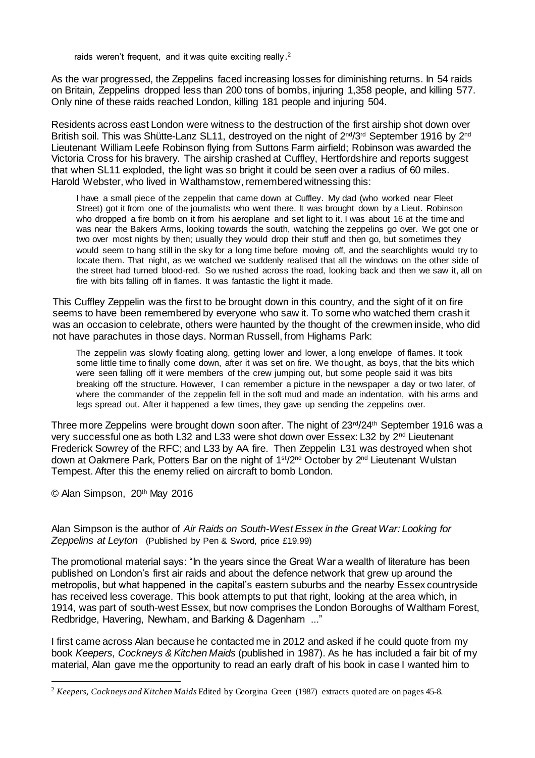> raids weren't frequent, and it was quite exciting really.[2]

As the war progressed, the Zeppelins faced increasing losses for diminishing returns. In 54 raids on Britain, Zeppelins dropped less than 200 tons of bombs, injuring 1,358 people, and killing 577. Only nine of these raids reached London, killing 181 people and injuring 504.

Residents across east London were witness to the destruction of the first airship shot down over British soil. This was Shütte-Lanz SL11, destroyed on the night of 2nd/3rd September 1916 by 2nd Lieutenant William Leefe Robinson flying from Suttons Farm airfield; Robinson was awarded the Victoria Cross for his bravery. The airship crashed at Cuffley, Hertfordshire and reports suggest that when SL11 exploded, the light was so bright it could be seen over a radius of 60 miles. Harold Webster, who lived in Walthamstow, remembered witnessing this:

> I have a small piece of the zeppelin that came down at Cuffley. My dad (who worked near Fleet Street) got it from one of the journalists who went there. It was brought down by a Lieut. Robinson who dropped a fire bomb on it from his aeroplane and set light to it. I was about 16 at the time and was near the Bakers Arms, looking towards the south, watching the zeppelins go over. We got one or two over most nights by then; usually they would drop their stuff and then go, but sometimes they would seem to hang still in the sky for a long time before moving off, and the searchlights would try to locate them. That night, as we watched we suddenly realised that all the windows on the other side of the street had turned blood-red. So we rushed across the road, looking back and then we saw it, all on fire with bits falling off in flames. It was fantastic the light it made.

This Cuffley Zeppelin was the first to be brought down in this country, and the sight of it on fire seems to have been remembered by everyone who saw it. To some who watched them crash it was an occasion to celebrate, others were haunted by the thought of the crewmen inside, who did not have parachutes in those days. Norman Russell, from Highams Park:

> The zeppelin was slowly floating along, getting lower and lower, a long envelope of flames. It took some little time to finally come down, after it was set on fire. We thought, as boys, that the bits which were seen falling off it were members of the crew jumping out, but some people said it was bits breaking off the structure. However, I can remember a picture in the newspaper a day or two later, of where the commander of the zeppelin fell in the soft mud and made an indentation, with his arms and legs spread out. After it happened a few times, they gave up sending the zeppelins over.

Three more Zeppelins were brought down soon after. The night of 23rd/24th September 1916 was a very successful one as both L32 and L33 were shot down over Essex: L32 by 2nd Lieutenant Frederick Sowrey of the RFC; and L33 by AA fire. Then Zeppelin L31 was destroyed when shot down at Oakmere Park, Potters Bar on the night of 1st/2nd October by 2nd Lieutenant Wulstan Tempest. After this the enemy relied on aircraft to bomb London.

© Alan Simpson, 20th May 2016

Alan Simpson is the author of *Air Raids on South-West Essex in the Great War: Looking for Zeppelins at Leyton* (Published by Pen & Sword, price £19.99)

The promotional material says: "In the years since the Great War a wealth of literature has been published on London's first air raids and about the defence network that grew up around the metropolis, but what happened in the capital's eastern suburbs and the nearby Essex countryside has received less coverage. This book attempts to put that right, looking at the area which, in 1914, was part of south-west Essex, but now comprises the London Boroughs of Waltham Forest, Redbridge, Havering, Newham, and Barking & Dagenham ..."

I first came across Alan because he contacted me in 2012 and asked if he could quote from my book *Keepers, Cockneys & Kitchen Maids* (published in 1987). As he has included a fair bit of my material, Alan gave me the opportunity to read an early draft of his book in case I wanted him to

---

[2] *Keepers, Cockneys and Kitchen Maids* Edited by Georgina Green (1987) extracts quoted are on pages 45-8.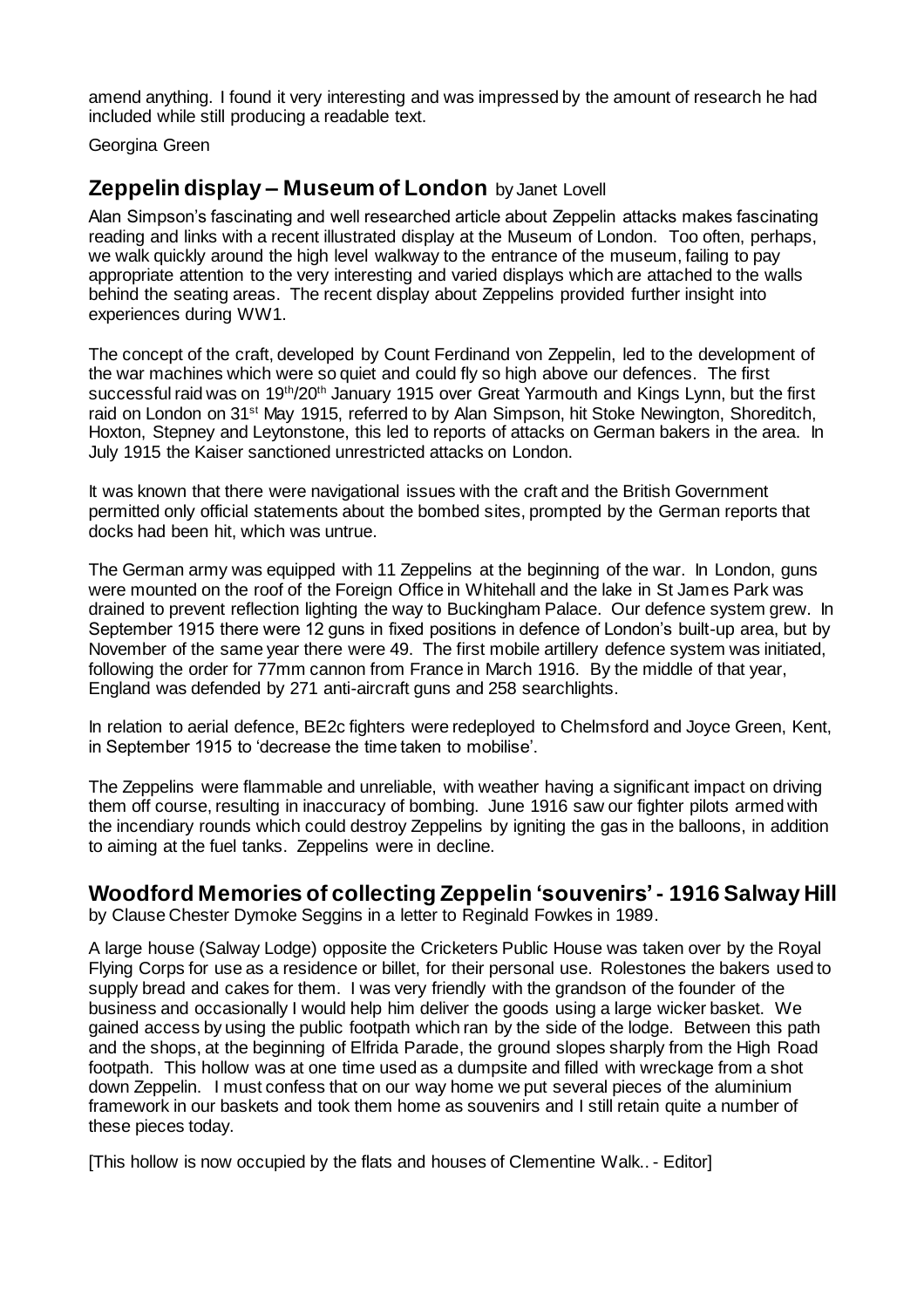amend anything. I found it very interesting and was impressed by the amount of research he had included while still producing a readable text.

Georgina Green

## Zeppelin display – Museum of London by Janet Lovell

Alan Simpson's fascinating and well researched article about Zeppelin attacks makes fascinating reading and links with a recent illustrated display at the Museum of London. Too often, perhaps, we walk quickly around the high level walkway to the entrance of the museum, failing to pay appropriate attention to the very interesting and varied displays which are attached to the walls behind the seating areas. The recent display about Zeppelins provided further insight into experiences during WW1.

The concept of the craft, developed by Count Ferdinand von Zeppelin, led to the development of the war machines which were so quiet and could fly so high above our defences. The first successful raid was on 19th/20th January 1915 over Great Yarmouth and Kings Lynn, but the first raid on London on 31st May 1915, referred to by Alan Simpson, hit Stoke Newington, Shoreditch, Hoxton, Stepney and Leytonstone, this led to reports of attacks on German bakers in the area. In July 1915 the Kaiser sanctioned unrestricted attacks on London.

It was known that there were navigational issues with the craft and the British Government permitted only official statements about the bombed sites, prompted by the German reports that docks had been hit, which was untrue.

The German army was equipped with 11 Zeppelins at the beginning of the war. In London, guns were mounted on the roof of the Foreign Office in Whitehall and the lake in St James Park was drained to prevent reflection lighting the way to Buckingham Palace. Our defence system grew. In September 1915 there were 12 guns in fixed positions in defence of London's built-up area, but by November of the same year there were 49. The first mobile artillery defence system was initiated, following the order for 77mm cannon from France in March 1916. By the middle of that year, England was defended by 271 anti-aircraft guns and 258 searchlights.

In relation to aerial defence, BE2c fighters were redeployed to Chelmsford and Joyce Green, Kent, in September 1915 to 'decrease the time taken to mobilise'.

The Zeppelins were flammable and unreliable, with weather having a significant impact on driving them off course, resulting in inaccuracy of bombing. June 1916 saw our fighter pilots armed with the incendiary rounds which could destroy Zeppelins by igniting the gas in the balloons, in addition to aiming at the fuel tanks. Zeppelins were in decline.

## Woodford Memories of collecting Zeppelin 'souvenirs' - 1916 Salway Hill

by Clause Chester Dymoke Seggins in a letter to Reginald Fowkes in 1989.

A large house (Salway Lodge) opposite the Cricketers Public House was taken over by the Royal Flying Corps for use as a residence or billet, for their personal use. Rolestones the bakers used to supply bread and cakes for them. I was very friendly with the grandson of the founder of the business and occasionally I would help him deliver the goods using a large wicker basket. We gained access by using the public footpath which ran by the side of the lodge. Between this path and the shops, at the beginning of Elfrida Parade, the ground slopes sharply from the High Road footpath. This hollow was at one time used as a dumpsite and filled with wreckage from a shot down Zeppelin. I must confess that on our way home we put several pieces of the aluminium framework in our baskets and took them home as souvenirs and I still retain quite a number of these pieces today.

[This hollow is now occupied by the flats and houses of Clementine Walk.. - Editor]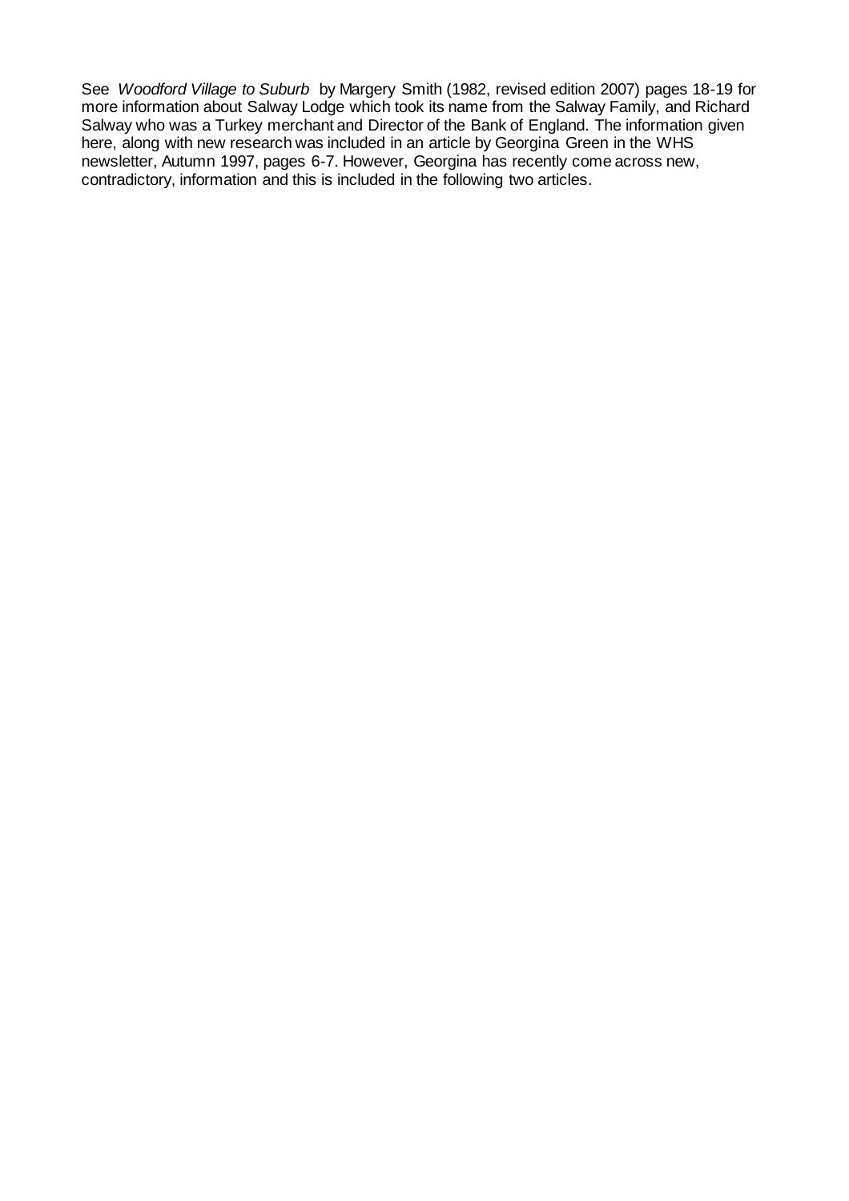See *Woodford Village to Suburb* by Margery Smith (1982, revised edition 2007) pages 18-19 for more information about Salway Lodge which took its name from the Salway Family, and Richard Salway who was a Turkey merchant and Director of the Bank of England. The information given here, along with new research was included in an article by Georgina Green in the WHS newsletter, Autumn 1997, pages 6-7. However, Georgina has recently come across new, contradictory, information and this is included in the following two articles.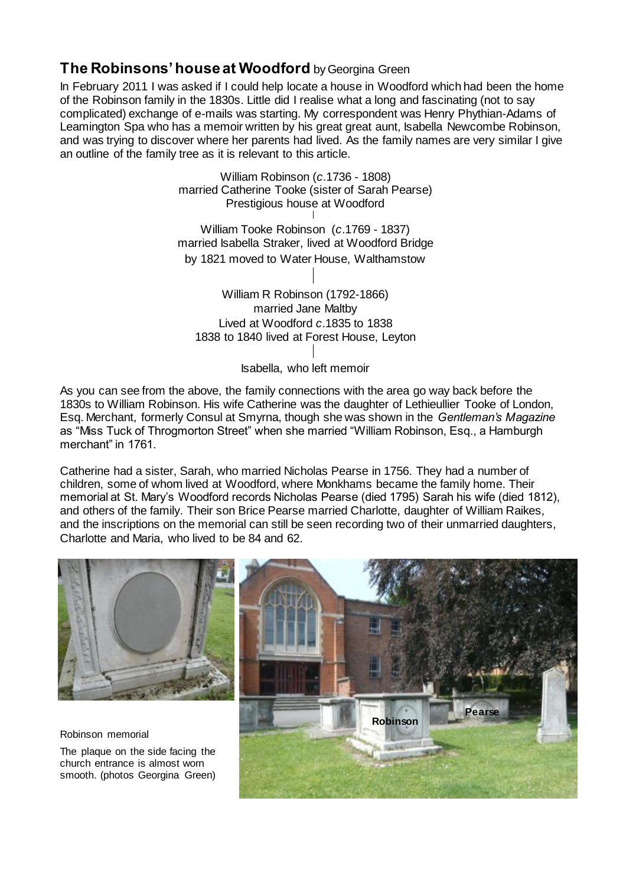## The Robinsons' house at Woodford by Georgina Green

In February 2011 I was asked if I could help locate a house in Woodford which had been the home of the Robinson family in the 1830s. Little did I realise what a long and fascinating (not to say complicated) exchange of e-mails was starting. My correspondent was Henry Phythian-Adams of Leamington Spa who has a memoir written by his great great aunt, Isabella Newcombe Robinson, and was trying to discover where her parents had lived. As the family names are very similar I give an outline of the family tree as it is relevant to this article.

William Robinson (*c*.1736 - 1808)
married Catherine Tooke (sister of Sarah Pearse)
Prestigious house at Woodford

William Tooke Robinson (*c*.1769 - 1837)
married Isabella Straker, lived at Woodford Bridge
by 1821 moved to Water House, Walthamstow

William R Robinson (1792-1866)
married Jane Maltby
Lived at Woodford *c*.1835 to 1838
1838 to 1840 lived at Forest House, Leyton

Isabella, who left memoir

As you can see from the above, the family connections with the area go way back before the 1830s to William Robinson. His wife Catherine was the daughter of Lethieullier Tooke of London, Esq. Merchant, formerly Consul at Smyrna, though she was shown in the *Gentleman's Magazine* as "Miss Tuck of Throgmorton Street" when she married "William Robinson, Esq., a Hamburgh merchant" in 1761.

Catherine had a sister, Sarah, who married Nicholas Pearse in 1756. They had a number of children, some of whom lived at Woodford, where Monkhams became the family home. Their memorial at St. Mary's Woodford records Nicholas Pearse (died 1795) Sarah his wife (died 1812), and others of the family. Their son Brice Pearse married Charlotte, daughter of William Raikes, and the inscriptions on the memorial can still be seen recording two of their unmarried daughters, Charlotte and Maria, who lived to be 84 and 62.

Robinson

Pearse

Robinson memorial

The plaque on the side facing the church entrance is almost worn smooth. (photos Georgina Green)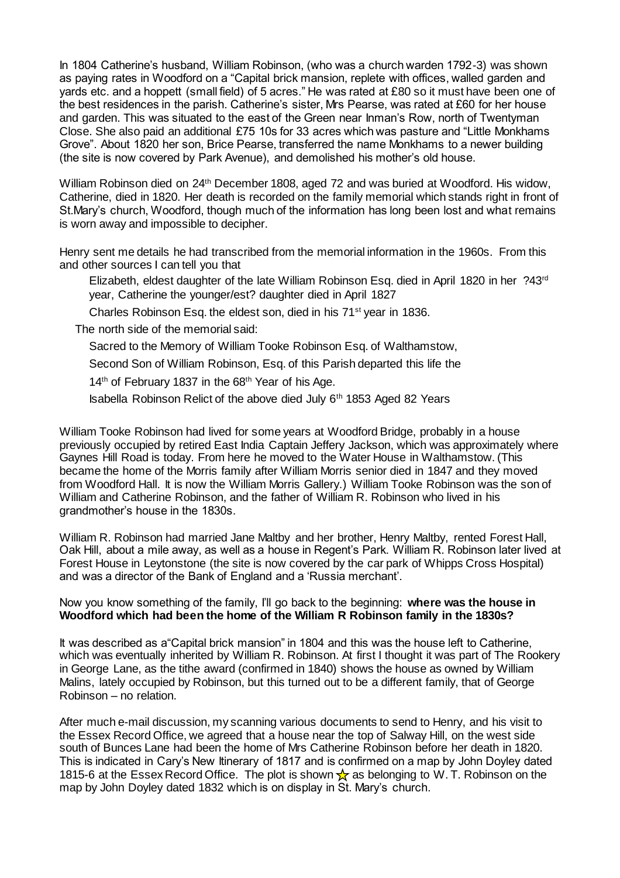In 1804 Catherine's husband, William Robinson, (who was a church warden 1792-3) was shown as paying rates in Woodford on a "Capital brick mansion, replete with offices, walled garden and yards etc. and a hoppett (small field) of 5 acres." He was rated at £80 so it must have been one of the best residences in the parish. Catherine's sister, Mrs Pearse, was rated at £60 for her house and garden. This was situated to the east of the Green near Inman's Row, north of Twentyman Close. She also paid an additional £75 10s for 33 acres which was pasture and "Little Monkhams Grove". About 1820 her son, Brice Pearse, transferred the name Monkhams to a newer building (the site is now covered by Park Avenue), and demolished his mother's old house.

William Robinson died on 24th December 1808, aged 72 and was buried at Woodford. His widow, Catherine, died in 1820. Her death is recorded on the family memorial which stands right in front of St.Mary's church, Woodford, though much of the information has long been lost and what remains is worn away and impossible to decipher.

Henry sent me details he had transcribed from the memorial information in the 1960s. From this and other sources I can tell you that

> Elizabeth, eldest daughter of the late William Robinson Esq. died in April 1820 in her ?43rd year, Catherine the younger/est? daughter died in April 1827
>
> Charles Robinson Esq. the eldest son, died in his 71st year in 1836.

The north side of the memorial said:

> Sacred to the Memory of William Tooke Robinson Esq. of Walthamstow,
>
> Second Son of William Robinson, Esq. of this Parish departed this life the
>
> 14th of February 1837 in the 68th Year of his Age.
>
> Isabella Robinson Relict of the above died July 6th 1853 Aged 82 Years

William Tooke Robinson had lived for some years at Woodford Bridge, probably in a house previously occupied by retired East India Captain Jeffery Jackson, which was approximately where Gaynes Hill Road is today. From here he moved to the Water House in Walthamstow. (This became the home of the Morris family after William Morris senior died in 1847 and they moved from Woodford Hall. It is now the William Morris Gallery.) William Tooke Robinson was the son of William and Catherine Robinson, and the father of William R. Robinson who lived in his grandmother's house in the 1830s.

William R. Robinson had married Jane Maltby and her brother, Henry Maltby, rented Forest Hall, Oak Hill, about a mile away, as well as a house in Regent's Park. William R. Robinson later lived at Forest House in Leytonstone (the site is now covered by the car park of Whipps Cross Hospital) and was a director of the Bank of England and a 'Russia merchant'.

Now you know something of the family, I'll go back to the beginning: **where was the house in Woodford which had been the home of the William R Robinson family in the 1830s?**

It was described as a"Capital brick mansion" in 1804 and this was the house left to Catherine, which was eventually inherited by William R. Robinson. At first I thought it was part of The Rookery in George Lane, as the tithe award (confirmed in 1840) shows the house as owned by William Malins, lately occupied by Robinson, but this turned out to be a different family, that of George Robinson – no relation.

After much e-mail discussion, my scanning various documents to send to Henry, and his visit to the Essex Record Office, we agreed that a house near the top of Salway Hill, on the west side south of Bunces Lane had been the home of Mrs Catherine Robinson before her death in 1820. This is indicated in Cary's New Itinerary of 1817 and is confirmed on a map by John Doyley dated 1815-6 at the Essex Record Office. The plot is shown ☆ as belonging to W. T. Robinson on the map by John Doyley dated 1832 which is on display in St. Mary's church.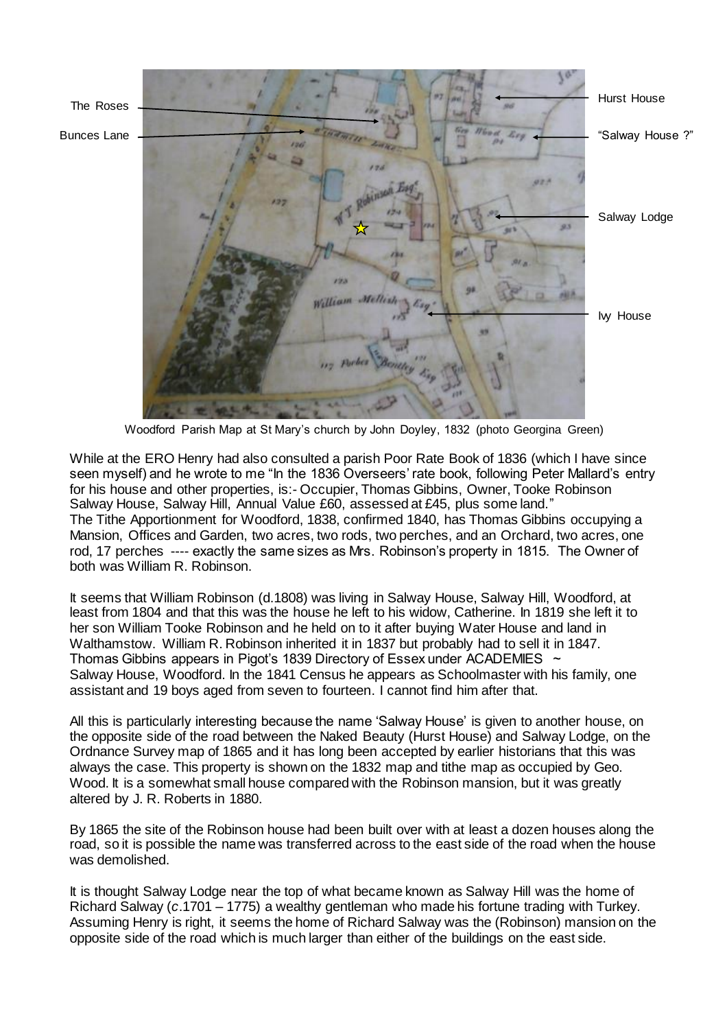The Roses

Bunces Lane

Hurst House

"Salway House ?"

Salway Lodge

Ivy House

Woodford Parish Map at St Mary's church by John Doyley, 1832 (photo Georgina Green)

While at the ERO Henry had also consulted a parish Poor Rate Book of 1836 (which I have since seen myself) and he wrote to me "In the 1836 Overseers' rate book, following Peter Mallard's entry for his house and other properties, is:- Occupier, Thomas Gibbins, Owner, Tooke Robinson Salway House, Salway Hill, Annual Value £60, assessed at £45, plus some land."
The Tithe Apportionment for Woodford, 1838, confirmed 1840, has Thomas Gibbins occupying a Mansion, Offices and Garden, two acres, two rods, two perches, and an Orchard, two acres, one rod, 17 perches ---- exactly the same sizes as Mrs. Robinson's property in 1815. The Owner of both was William R. Robinson.

It seems that William Robinson (d.1808) was living in Salway House, Salway Hill, Woodford, at least from 1804 and that this was the house he left to his widow, Catherine. In 1819 she left it to her son William Tooke Robinson and he held on to it after buying Water House and land in Walthamstow. William R. Robinson inherited it in 1837 but probably had to sell it in 1847. Thomas Gibbins appears in Pigot's 1839 Directory of Essex under ACADEMIES ~ Salway House, Woodford. In the 1841 Census he appears as Schoolmaster with his family, one assistant and 19 boys aged from seven to fourteen. I cannot find him after that.

All this is particularly interesting because the name 'Salway House' is given to another house, on the opposite side of the road between the Naked Beauty (Hurst House) and Salway Lodge, on the Ordnance Survey map of 1865 and it has long been accepted by earlier historians that this was always the case. This property is shown on the 1832 map and tithe map as occupied by Geo. Wood. It is a somewhat small house compared with the Robinson mansion, but it was greatly altered by J. R. Roberts in 1880.

By 1865 the site of the Robinson house had been built over with at least a dozen houses along the road, so it is possible the name was transferred across to the east side of the road when the house was demolished.

It is thought Salway Lodge near the top of what became known as Salway Hill was the home of Richard Salway (*c*.1701 – 1775) a wealthy gentleman who made his fortune trading with Turkey. Assuming Henry is right, it seems the home of Richard Salway was the (Robinson) mansion on the opposite side of the road which is much larger than either of the buildings on the east side.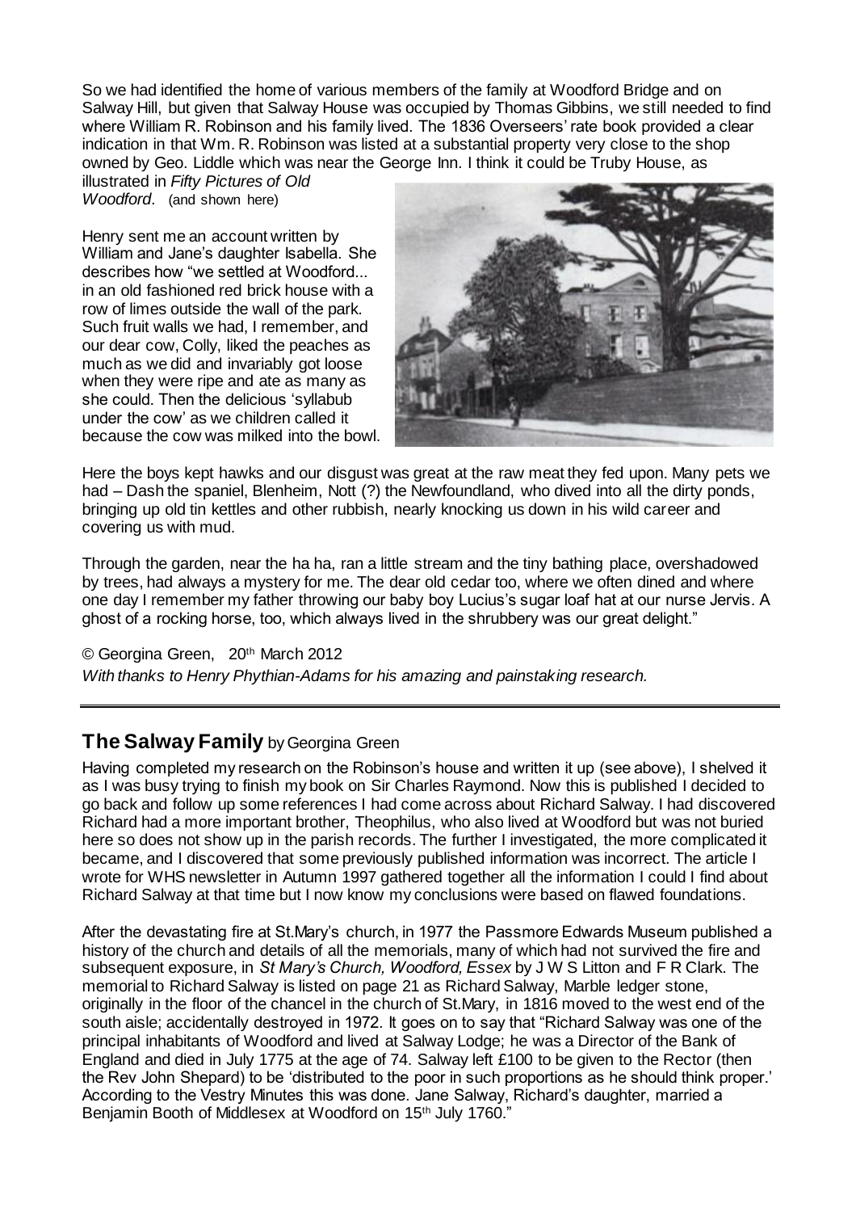So we had identified the home of various members of the family at Woodford Bridge and on Salway Hill, but given that Salway House was occupied by Thomas Gibbins, we still needed to find where William R. Robinson and his family lived. The 1836 Overseers' rate book provided a clear indication in that Wm. R. Robinson was listed at a substantial property very close to the shop owned by Geo. Liddle which was near the George Inn. I think it could be Truby House, as illustrated in *Fifty Pictures of Old Woodford*. (and shown here)

Henry sent me an account written by William and Jane's daughter Isabella. She describes how "we settled at Woodford... in an old fashioned red brick house with a row of limes outside the wall of the park. Such fruit walls we had, I remember, and our dear cow, Colly, liked the peaches as much as we did and invariably got loose when they were ripe and ate as many as she could. Then the delicious 'syllabub under the cow' as we children called it because the cow was milked into the bowl.

Here the boys kept hawks and our disgust was great at the raw meat they fed upon. Many pets we had – Dash the spaniel, Blenheim, Nott (?) the Newfoundland, who dived into all the dirty ponds, bringing up old tin kettles and other rubbish, nearly knocking us down in his wild career and covering us with mud.

Through the garden, near the ha ha, ran a little stream and the tiny bathing place, overshadowed by trees, had always a mystery for me. The dear old cedar too, where we often dined and where one day I remember my father throwing our baby boy Lucius's sugar loaf hat at our nurse Jervis. A ghost of a rocking horse, too, which always lived in the shrubbery was our great delight."

© Georgina Green, 20th March 2012

*With thanks to Henry Phythian-Adams for his amazing and painstaking research.*

---

## The Salway Family by Georgina Green

Having completed my research on the Robinson's house and written it up (see above), I shelved it as I was busy trying to finish my book on Sir Charles Raymond. Now this is published I decided to go back and follow up some references I had come across about Richard Salway. I had discovered Richard had a more important brother, Theophilus, who also lived at Woodford but was not buried here so does not show up in the parish records. The further I investigated, the more complicated it became, and I discovered that some previously published information was incorrect. The article I wrote for WHS newsletter in Autumn 1997 gathered together all the information I could I find about Richard Salway at that time but I now know my conclusions were based on flawed foundations.

After the devastating fire at St.Mary's church, in 1977 the Passmore Edwards Museum published a history of the church and details of all the memorials, many of which had not survived the fire and subsequent exposure, in *St Mary's Church, Woodford, Essex* by J W S Litton and F R Clark. The memorial to Richard Salway is listed on page 21 as Richard Salway, Marble ledger stone, originally in the floor of the chancel in the church of St.Mary, in 1816 moved to the west end of the south aisle; accidentally destroyed in 1972. It goes on to say that "Richard Salway was one of the principal inhabitants of Woodford and lived at Salway Lodge; he was a Director of the Bank of England and died in July 1775 at the age of 74. Salway left £100 to be given to the Rector (then the Rev John Shepard) to be 'distributed to the poor in such proportions as he should think proper.' According to the Vestry Minutes this was done. Jane Salway, Richard's daughter, married a Benjamin Booth of Middlesex at Woodford on 15th July 1760."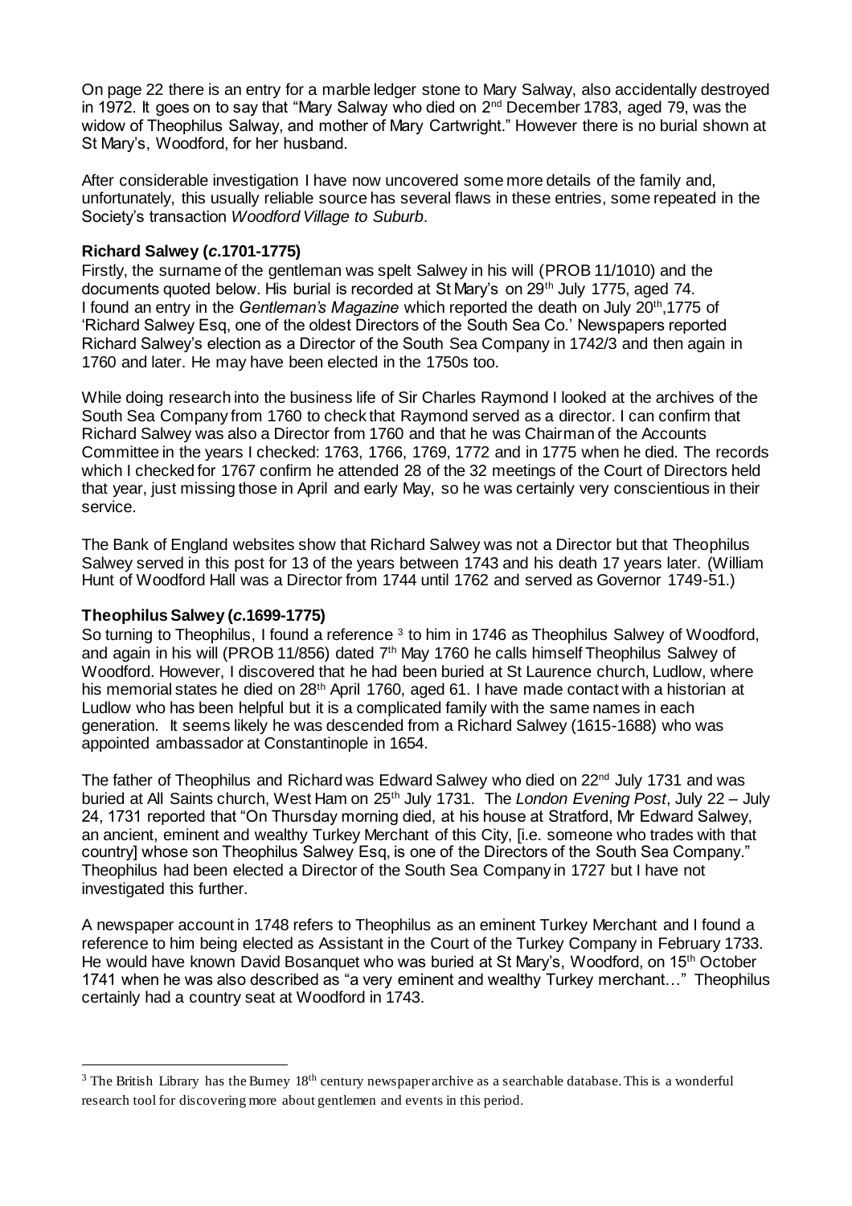On page 22 there is an entry for a marble ledger stone to Mary Salway, also accidentally destroyed in 1972. It goes on to say that "Mary Salway who died on 2nd December 1783, aged 79, was the widow of Theophilus Salway, and mother of Mary Cartwright." However there is no burial shown at St Mary's, Woodford, for her husband.

After considerable investigation I have now uncovered some more details of the family and, unfortunately, this usually reliable source has several flaws in these entries, some repeated in the Society's transaction *Woodford Village to Suburb*.

### Richard Salwey (*c.*1701-1775)

Firstly, the surname of the gentleman was spelt Salwey in his will (PROB 11/1010) and the documents quoted below. His burial is recorded at St Mary's on 29th July 1775, aged 74. I found an entry in the *Gentleman's Magazine* which reported the death on July 20th,1775 of 'Richard Salwey Esq, one of the oldest Directors of the South Sea Co.' Newspapers reported Richard Salwey's election as a Director of the South Sea Company in 1742/3 and then again in 1760 and later. He may have been elected in the 1750s too.

While doing research into the business life of Sir Charles Raymond I looked at the archives of the South Sea Company from 1760 to check that Raymond served as a director. I can confirm that Richard Salwey was also a Director from 1760 and that he was Chairman of the Accounts Committee in the years I checked: 1763, 1766, 1769, 1772 and in 1775 when he died. The records which I checked for 1767 confirm he attended 28 of the 32 meetings of the Court of Directors held that year, just missing those in April and early May, so he was certainly very conscientious in their service.

The Bank of England websites show that Richard Salwey was not a Director but that Theophilus Salwey served in this post for 13 of the years between 1743 and his death 17 years later. (William Hunt of Woodford Hall was a Director from 1744 until 1762 and served as Governor 1749-51.)

### Theophilus Salwey (*c.*1699-1775)

So turning to Theophilus, I found a reference [3] to him in 1746 as Theophilus Salwey of Woodford, and again in his will (PROB 11/856) dated 7th May 1760 he calls himself Theophilus Salwey of Woodford. However, I discovered that he had been buried at St Laurence church, Ludlow, where his memorial states he died on 28th April 1760, aged 61. I have made contact with a historian at Ludlow who has been helpful but it is a complicated family with the same names in each generation. It seems likely he was descended from a Richard Salwey (1615-1688) who was appointed ambassador at Constantinople in 1654.

The father of Theophilus and Richard was Edward Salwey who died on 22nd July 1731 and was buried at All Saints church, West Ham on 25th July 1731. The *London Evening Post*, July 22 – July 24, 1731 reported that "On Thursday morning died, at his house at Stratford, Mr Edward Salwey, an ancient, eminent and wealthy Turkey Merchant of this City, [i.e. someone who trades with that country] whose son Theophilus Salwey Esq, is one of the Directors of the South Sea Company." Theophilus had been elected a Director of the South Sea Company in 1727 but I have not investigated this further.

A newspaper account in 1748 refers to Theophilus as an eminent Turkey Merchant and I found a reference to him being elected as Assistant in the Court of the Turkey Company in February 1733. He would have known David Bosanquet who was buried at St Mary's, Woodford, on 15th October 1741 when he was also described as "a very eminent and wealthy Turkey merchant…" Theophilus certainly had a country seat at Woodford in 1743.

[3] The British Library has the Burney 18th century newspaper archive as a searchable database. This is a wonderful research tool for discovering more about gentlemen and events in this period.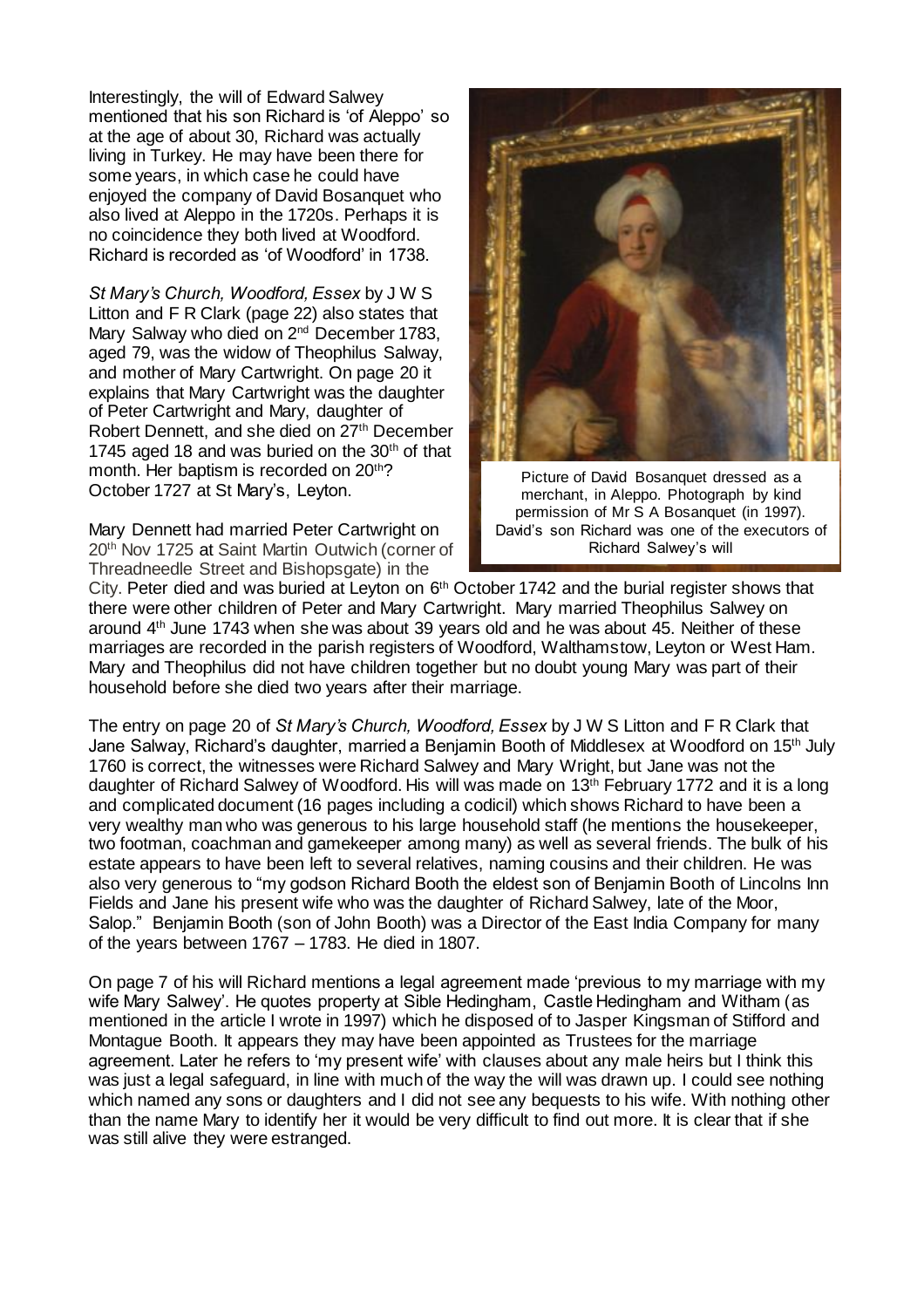Interestingly, the will of Edward Salwey mentioned that his son Richard is 'of Aleppo' so at the age of about 30, Richard was actually living in Turkey. He may have been there for some years, in which case he could have enjoyed the company of David Bosanquet who also lived at Aleppo in the 1720s. Perhaps it is no coincidence they both lived at Woodford. Richard is recorded as 'of Woodford' in 1738.

*St Mary's Church, Woodford, Essex* by J W S Litton and F R Clark (page 22) also states that Mary Salway who died on 2nd December 1783, aged 79, was the widow of Theophilus Salway, and mother of Mary Cartwright. On page 20 it explains that Mary Cartwright was the daughter of Peter Cartwright and Mary, daughter of Robert Dennett, and she died on 27th December 1745 aged 18 and was buried on the 30th of that month. Her baptism is recorded on 20th? October 1727 at St Mary's, Leyton.

Mary Dennett had married Peter Cartwright on 20th Nov 1725 at Saint Martin Outwich (corner of Threadneedle Street and Bishopsgate) in the City. Peter died and was buried at Leyton on 6th October 1742 and the burial register shows that there were other children of Peter and Mary Cartwright. Mary married Theophilus Salwey on around 4th June 1743 when she was about 39 years old and he was about 45. Neither of these marriages are recorded in the parish registers of Woodford, Walthamstow, Leyton or West Ham. Mary and Theophilus did not have children together but no doubt young Mary was part of their household before she died two years after their marriage.

Picture of David Bosanquet dressed as a merchant, in Aleppo. Photograph by kind permission of Mr S A Bosanquet (in 1997). David's son Richard was one of the executors of Richard Salwey's will

The entry on page 20 of *St Mary's Church, Woodford, Essex* by J W S Litton and F R Clark that Jane Salway, Richard's daughter, married a Benjamin Booth of Middlesex at Woodford on 15th July 1760 is correct, the witnesses were Richard Salwey and Mary Wright, but Jane was not the daughter of Richard Salwey of Woodford. His will was made on 13th February 1772 and it is a long and complicated document (16 pages including a codicil) which shows Richard to have been a very wealthy man who was generous to his large household staff (he mentions the housekeeper, two footman, coachman and gamekeeper among many) as well as several friends. The bulk of his estate appears to have been left to several relatives, naming cousins and their children. He was also very generous to "my godson Richard Booth the eldest son of Benjamin Booth of Lincolns Inn Fields and Jane his present wife who was the daughter of Richard Salwey, late of the Moor, Salop." Benjamin Booth (son of John Booth) was a Director of the East India Company for many of the years between 1767 – 1783. He died in 1807.

On page 7 of his will Richard mentions a legal agreement made 'previous to my marriage with my wife Mary Salwey'. He quotes property at Sible Hedingham, Castle Hedingham and Witham (as mentioned in the article I wrote in 1997) which he disposed of to Jasper Kingsman of Stifford and Montague Booth. It appears they may have been appointed as Trustees for the marriage agreement. Later he refers to 'my present wife' with clauses about any male heirs but I think this was just a legal safeguard, in line with much of the way the will was drawn up. I could see nothing which named any sons or daughters and I did not see any bequests to his wife. With nothing other than the name Mary to identify her it would be very difficult to find out more. It is clear that if she was still alive they were estranged.